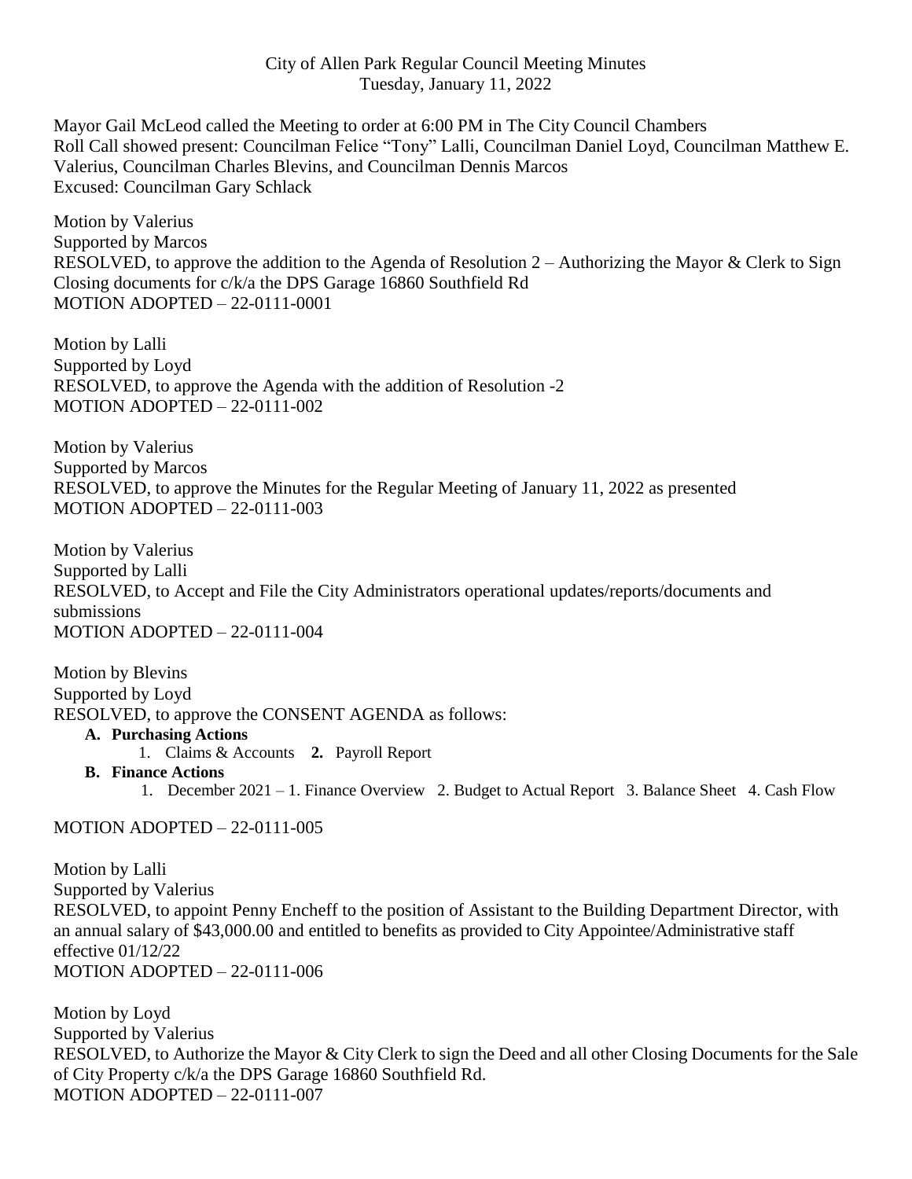City of Allen Park Regular Council Meeting Minutes
Tuesday, January 11, 2022

Mayor Gail McLeod called the Meeting to order at 6:00 PM in The City Council Chambers
Roll Call showed present: Councilman Felice "Tony" Lalli, Councilman Daniel Loyd, Councilman Matthew E. Valerius, Councilman Charles Blevins, and Councilman Dennis Marcos
Excused: Councilman Gary Schlack

Motion by Valerius
Supported by Marcos
RESOLVED, to approve the addition to the Agenda of Resolution 2 – Authorizing the Mayor & Clerk to Sign Closing documents for c/k/a the DPS Garage 16860 Southfield Rd
MOTION ADOPTED – 22-0111-0001

Motion by Lalli
Supported by Loyd
RESOLVED, to approve the Agenda with the addition of Resolution -2
MOTION ADOPTED – 22-0111-002

Motion by Valerius
Supported by Marcos
RESOLVED, to approve the Minutes for the Regular Meeting of January 11, 2022 as presented
MOTION ADOPTED – 22-0111-003

Motion by Valerius
Supported by Lalli
RESOLVED, to Accept and File the City Administrators operational updates/reports/documents and submissions
MOTION ADOPTED – 22-0111-004

Motion by Blevins
Supported by Loyd
RESOLVED, to approve the CONSENT AGENDA as follows:

- **A. Purchasing Actions**
  1. Claims & Accounts **2.** Payroll Report
- **B. Finance Actions**
  1. December 2021 – 1. Finance Overview 2. Budget to Actual Report 3. Balance Sheet 4. Cash Flow

MOTION ADOPTED – 22-0111-005

Motion by Lalli
Supported by Valerius
RESOLVED, to appoint Penny Encheff to the position of Assistant to the Building Department Director, with an annual salary of $43,000.00 and entitled to benefits as provided to City Appointee/Administrative staff effective 01/12/22
MOTION ADOPTED – 22-0111-006

Motion by Loyd
Supported by Valerius
RESOLVED, to Authorize the Mayor & City Clerk to sign the Deed and all other Closing Documents for the Sale of City Property c/k/a the DPS Garage 16860 Southfield Rd.
MOTION ADOPTED – 22-0111-007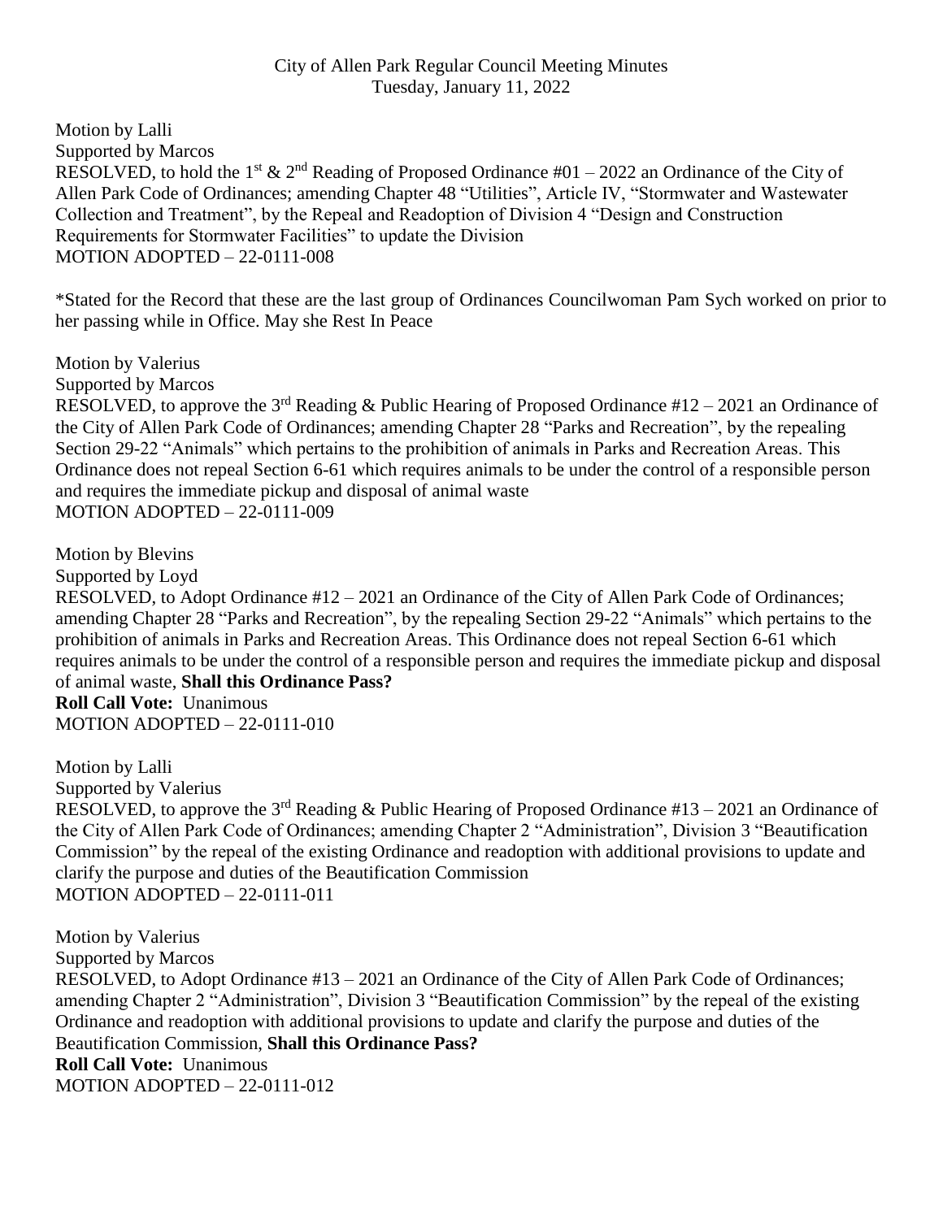City of Allen Park Regular Council Meeting Minutes
Tuesday, January 11, 2022

Motion by Lalli
Supported by Marcos
RESOLVED, to hold the 1st & 2nd Reading of Proposed Ordinance #01 – 2022 an Ordinance of the City of Allen Park Code of Ordinances; amending Chapter 48 "Utilities", Article IV, "Stormwater and Wastewater Collection and Treatment", by the Repeal and Readoption of Division 4 "Design and Construction Requirements for Stormwater Facilities" to update the Division
MOTION ADOPTED – 22-0111-008

*Stated for the Record that these are the last group of Ordinances Councilwoman Pam Sych worked on prior to her passing while in Office. May she Rest In Peace

Motion by Valerius
Supported by Marcos
RESOLVED, to approve the 3rd Reading & Public Hearing of Proposed Ordinance #12 – 2021 an Ordinance of the City of Allen Park Code of Ordinances; amending Chapter 28 "Parks and Recreation", by the repealing Section 29-22 "Animals" which pertains to the prohibition of animals in Parks and Recreation Areas. This Ordinance does not repeal Section 6-61 which requires animals to be under the control of a responsible person and requires the immediate pickup and disposal of animal waste
MOTION ADOPTED – 22-0111-009

Motion by Blevins
Supported by Loyd
RESOLVED, to Adopt Ordinance #12 – 2021 an Ordinance of the City of Allen Park Code of Ordinances; amending Chapter 28 "Parks and Recreation", by the repealing Section 29-22 "Animals" which pertains to the prohibition of animals in Parks and Recreation Areas. This Ordinance does not repeal Section 6-61 which requires animals to be under the control of a responsible person and requires the immediate pickup and disposal of animal waste, **Shall this Ordinance Pass?**
**Roll Call Vote:** Unanimous
MOTION ADOPTED – 22-0111-010

Motion by Lalli
Supported by Valerius
RESOLVED, to approve the 3rd Reading & Public Hearing of Proposed Ordinance #13 – 2021 an Ordinance of the City of Allen Park Code of Ordinances; amending Chapter 2 "Administration", Division 3 "Beautification Commission" by the repeal of the existing Ordinance and readoption with additional provisions to update and clarify the purpose and duties of the Beautification Commission
MOTION ADOPTED – 22-0111-011

Motion by Valerius
Supported by Marcos
RESOLVED, to Adopt Ordinance #13 – 2021 an Ordinance of the City of Allen Park Code of Ordinances; amending Chapter 2 "Administration", Division 3 "Beautification Commission" by the repeal of the existing Ordinance and readoption with additional provisions to update and clarify the purpose and duties of the Beautification Commission, **Shall this Ordinance Pass?**
**Roll Call Vote:** Unanimous
MOTION ADOPTED – 22-0111-012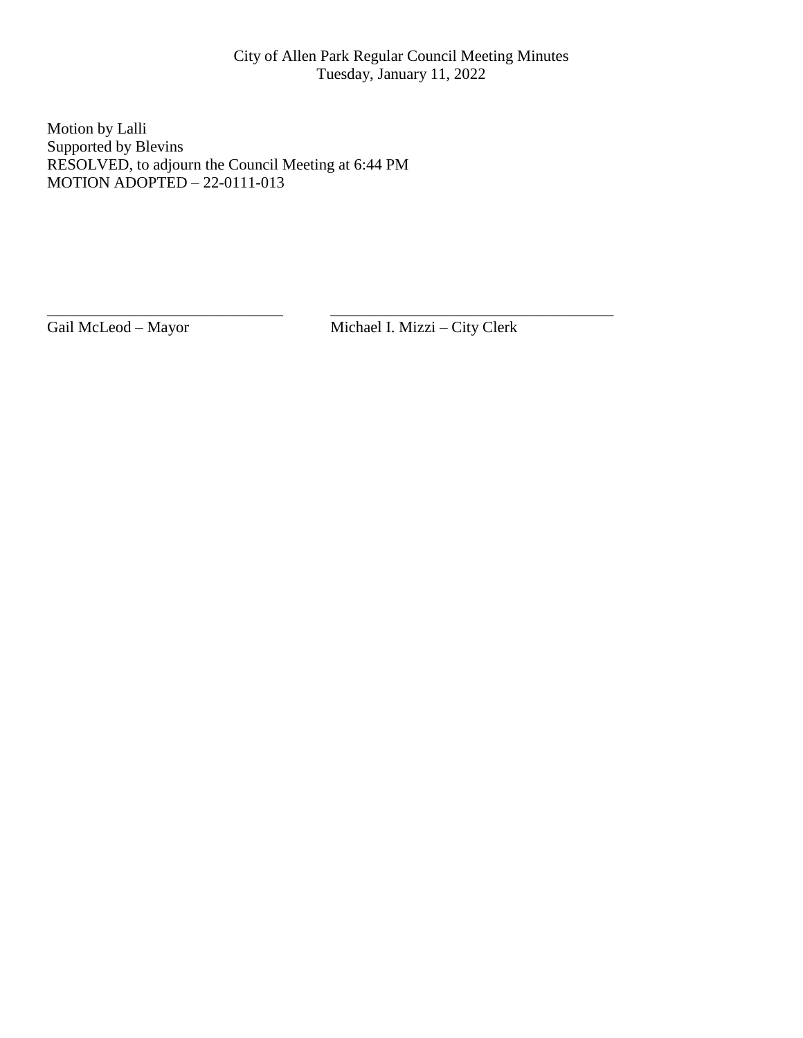Motion by Lalli
Supported by Blevins
RESOLVED, to adjourn the Council Meeting at 6:44 PM
MOTION ADOPTED – 22-0111-013

| | |
|---|---|
| ______________________________ | ____________________________________ |
| Gail McLeod – Mayor | Michael I. Mizzi – City Clerk |